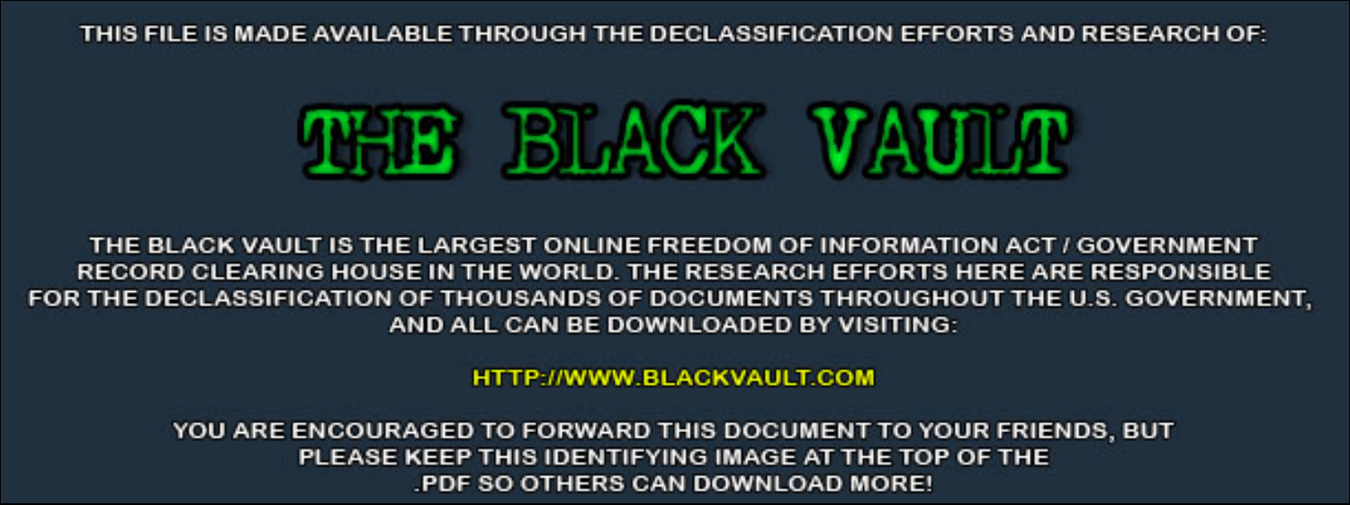THIS FILE IS MADE AVAILABLE THROUGH THE DECLASSIFICATION EFFORTS AND RESEARCH OF:

# THE BLACK VAULT

THE BLACK VAULT IS THE LARGEST ONLINE FREEDOM OF INFORMATION ACT / GOVERNMENT RECORD CLEARING HOUSE IN THE WORLD. THE RESEARCH EFFORTS HERE ARE RESPONSIBLE FOR THE DECLASSIFICATION OF THOUSANDS OF DOCUMENTS THROUGHOUT THE U.S. GOVERNMENT, AND ALL CAN BE DOWNLOADED BY VISITING:

HTTP://WWW.BLACKVAULT.COM

YOU ARE ENCOURAGED TO FORWARD THIS DOCUMENT TO YOUR FRIENDS, BUT PLEASE KEEP THIS IDENTIFYING IMAGE AT THE TOP OF THE .PDF SO OTHERS CAN DOWNLOAD MORE!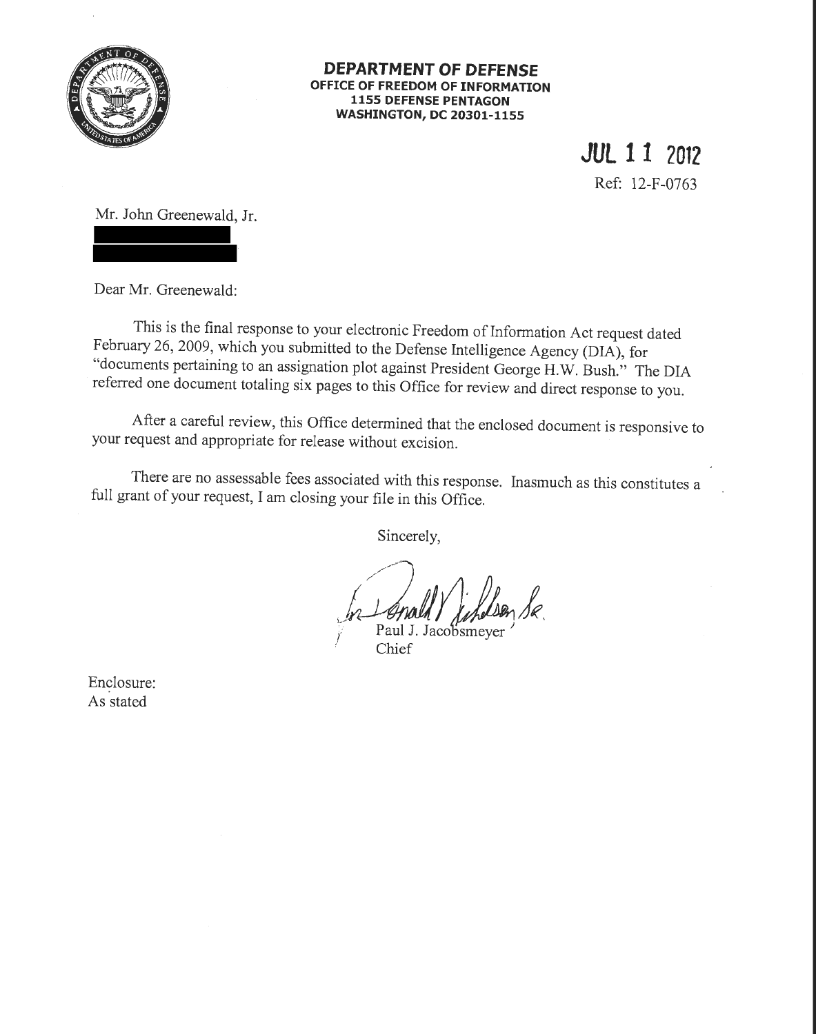**DEPARTMENT OF DEFENSE**
**OFFICE OF FREEDOM OF INFORMATION**
**1155 DEFENSE PENTAGON**
**WASHINGTON, DC 20301-1155**

**JUL 11 2012**

Ref: 12-F-0763

Mr. John Greenewald, Jr.

Dear Mr. Greenewald:

This is the final response to your electronic Freedom of Information Act request dated February 26, 2009, which you submitted to the Defense Intelligence Agency (DIA), for "documents pertaining to an assignation plot against President George H.W. Bush." The DIA referred one document totaling six pages to this Office for review and direct response to you.

After a careful review, this Office determined that the enclosed document is responsive to your request and appropriate for release without excision.

There are no assessable fees associated with this response. Inasmuch as this constitutes a full grant of your request, I am closing your file in this Office.

Sincerely,

for Donald Nicholson Sr.

Paul J. Jacobsmeyer
Chief

Enclosure:
As stated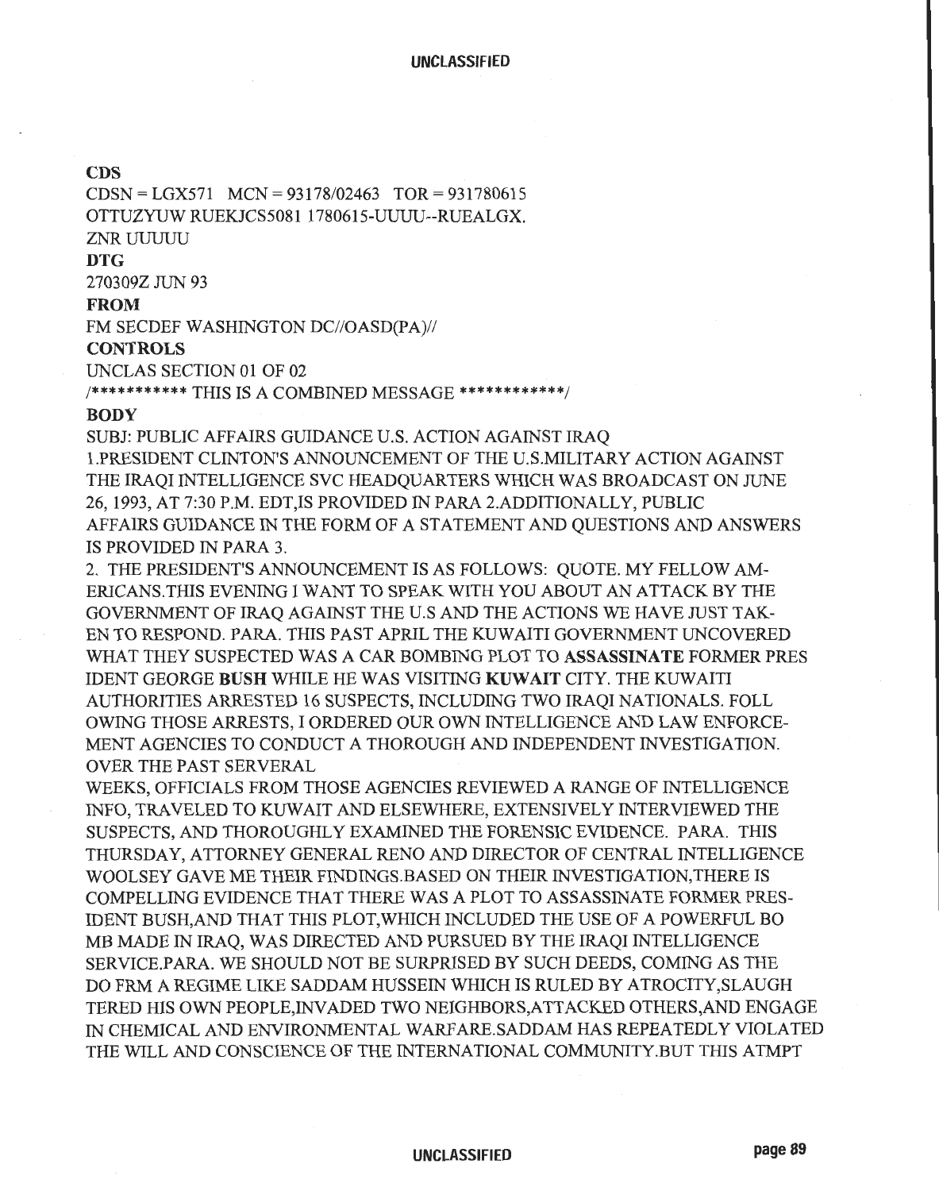**CDS**

CDSN = LGX571 MCN = 93178/02463 TOR = 931780615
OTTUZYUW RUEKJCS5081 1780615-UUUU--RUEALGX.
ZNR UUUUU

**DTG**

270309Z JUN 93

**FROM**

FM SECDEF WASHINGTON DC//OASD(PA)//

**CONTROLS**

UNCLAS SECTION 01 OF 02
/*********** THIS IS A COMBINED MESSAGE ************/

**BODY**

SUBJ: PUBLIC AFFAIRS GUIDANCE U.S. ACTION AGAINST IRAQ
1.PRESIDENT CLINTON'S ANNOUNCEMENT OF THE U.S.MILITARY ACTION AGAINST THE IRAQI INTELLIGENCE SVC HEADQUARTERS WHICH WAS BROADCAST ON JUNE 26, 1993, AT 7:30 P.M. EDT,IS PROVIDED IN PARA 2.ADDITIONALLY, PUBLIC AFFAIRS GUIDANCE IN THE FORM OF A STATEMENT AND QUESTIONS AND ANSWERS IS PROVIDED IN PARA 3.
2. THE PRESIDENT'S ANNOUNCEMENT IS AS FOLLOWS: QUOTE. MY FELLOW AM-ERICANS.THIS EVENING I WANT TO SPEAK WITH YOU ABOUT AN ATTACK BY THE GOVERNMENT OF IRAQ AGAINST THE U.S AND THE ACTIONS WE HAVE JUST TAK-EN TO RESPOND. PARA. THIS PAST APRIL THE KUWAITI GOVERNMENT UNCOVERED WHAT THEY SUSPECTED WAS A CAR BOMBING PLOT TO **ASSASSINATE** FORMER PRES IDENT GEORGE **BUSH** WHILE HE WAS VISITING **KUWAIT** CITY. THE KUWAITI AUTHORITIES ARRESTED 16 SUSPECTS, INCLUDING TWO IRAQI NATIONALS. FOLL OWING THOSE ARRESTS, I ORDERED OUR OWN INTELLIGENCE AND LAW ENFORCE-MENT AGENCIES TO CONDUCT A THOROUGH AND INDEPENDENT INVESTIGATION. OVER THE PAST SERVERAL
WEEKS, OFFICIALS FROM THOSE AGENCIES REVIEWED A RANGE OF INTELLIGENCE INFO, TRAVELED TO KUWAIT AND ELSEWHERE, EXTENSIVELY INTERVIEWED THE SUSPECTS, AND THOROUGHLY EXAMINED THE FORENSIC EVIDENCE. PARA. THIS THURSDAY, ATTORNEY GENERAL RENO AND DIRECTOR OF CENTRAL INTELLIGENCE WOOLSEY GAVE ME THEIR FINDINGS.BASED ON THEIR INVESTIGATION,THERE IS COMPELLING EVIDENCE THAT THERE WAS A PLOT TO ASSASSINATE FORMER PRES-IDENT BUSH,AND THAT THIS PLOT,WHICH INCLUDED THE USE OF A POWERFUL BO MB MADE IN IRAQ, WAS DIRECTED AND PURSUED BY THE IRAQI INTELLIGENCE SERVICE.PARA. WE SHOULD NOT BE SURPRISED BY SUCH DEEDS, COMING AS THE DO FRM A REGIME LIKE SADDAM HUSSEIN WHICH IS RULED BY ATROCITY,SLAUGH TERED HIS OWN PEOPLE,INVADED TWO NEIGHBORS,ATTACKED OTHERS,AND ENGAGE IN CHEMICAL AND ENVIRONMENTAL WARFARE.SADDAM HAS REPEATEDLY VIOLATED THE WILL AND CONSCIENCE OF THE INTERNATIONAL COMMUNITY.BUT THIS ATMPT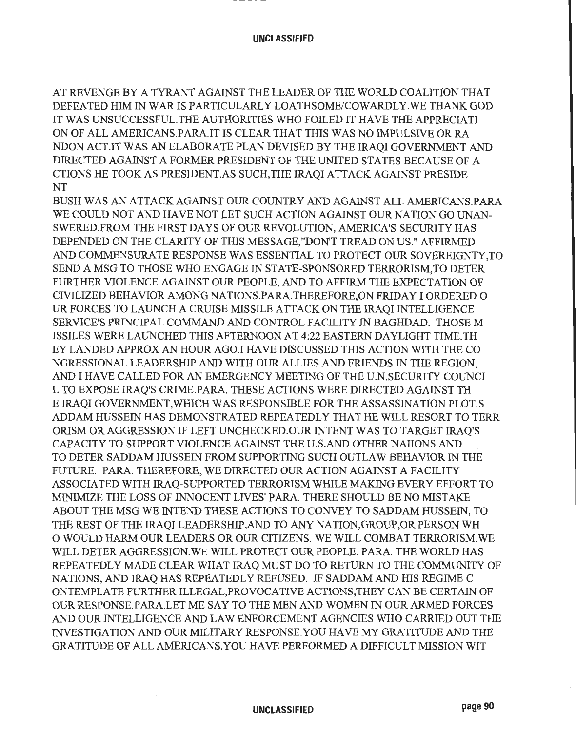AT REVENGE BY A TYRANT AGAINST THE LEADER OF THE WORLD COALITION THAT DEFEATED HIM IN WAR IS PARTICULARLY LOATHSOME/COWARDLY.WE THANK GOD IT WAS UNSUCCESSFUL.THE AUTHORITIES WHO FOILED IT HAVE THE APPRECIATI ON OF ALL AMERICANS.PARA.IT IS CLEAR THAT THIS WAS NO IMPULSIVE OR RA NDON ACT.IT WAS AN ELABORATE PLAN DEVISED BY THE IRAQI GOVERNMENT AND DIRECTED AGAINST A FORMER PRESIDENT OF THE UNITED STATES BECAUSE OF A CTIONS HE TOOK AS PRESIDENT.AS SUCH,THE IRAQI ATTACK AGAINST PRESIDE NT

BUSH WAS AN ATTACK AGAINST OUR COUNTRY AND AGAINST ALL AMERICANS.PARA WE COULD NOT AND HAVE NOT LET SUCH ACTION AGAINST OUR NATION GO UNAN-SWERED.FROM THE FIRST DAYS OF OUR REVOLUTION, AMERICA'S SECURITY HAS DEPENDED ON THE CLARITY OF THIS MESSAGE,"DON'T TREAD ON US." AFFIRMED AND COMMENSURATE RESPONSE WAS ESSENTIAL TO PROTECT OUR SOVEREIGNTY,TO SEND A MSG TO THOSE WHO ENGAGE IN STATE-SPONSORED TERRORISM,TO DETER FURTHER VIOLENCE AGAINST OUR PEOPLE, AND TO AFFIRM THE EXPECTATION OF CIVILIZED BEHAVIOR AMONG NATIONS.PARA.THEREFORE,ON FRIDAY I ORDERED O UR FORCES TO LAUNCH A CRUISE MISSILE ATTACK ON THE IRAQI INTELLIGENCE SERVICE'S PRINCIPAL COMMAND AND CONTROL FACILITY IN BAGHDAD. THOSE M ISSILES WERE LAUNCHED THIS AFTERNOON AT 4:22 EASTERN DAYLIGHT TIME.TH EY LANDED APPROX AN HOUR AGO.I HAVE DISCUSSED THIS ACTION WITH THE CO NGRESSIONAL LEADERSHIP AND WITH OUR ALLIES AND FRIENDS IN THE REGION, AND I HAVE CALLED FOR AN EMERGENCY MEETING OF THE U.N.SECURITY COUNCI L TO EXPOSE IRAQ'S CRIME.PARA. THESE ACTIONS WERE DIRECTED AGAINST TH E IRAQI GOVERNMENT,WHICH WAS RESPONSIBLE FOR THE ASSASSINATION PLOT.S ADDAM HUSSEIN HAS DEMONSTRATED REPEATEDLY THAT HE WILL RESORT TO TERR ORISM OR AGGRESSION IF LEFT UNCHECKED.OUR INTENT WAS TO TARGET IRAQ'S CAPACITY TO SUPPORT VIOLENCE AGAINST THE U.S.AND OTHER NAIIONS AND TO DETER SADDAM HUSSEIN FROM SUPPORTING SUCH OUTLAW BEHAVIOR IN THE FUTURE. PARA. THEREFORE, WE DIRECTED OUR ACTION AGAINST A FACILITY ASSOCIATED WITH IRAQ-SUPPORTED TERRORISM WHILE MAKING EVERY EFFORT TO MINIMIZE THE LOSS OF INNOCENT LIVES' PARA. THERE SHOULD BE NO MISTAKE ABOUT THE MSG WE INTEND THESE ACTIONS TO CONVEY TO SADDAM HUSSEIN, TO THE REST OF THE IRAQI LEADERSHIP,AND TO ANY NATION,GROUP,OR PERSON WH O WOULD HARM OUR LEADERS OR OUR CITIZENS. WE WILL COMBAT TERRORISM.WE WILL DETER AGGRESSION.WE WILL PROTECT OUR PEOPLE. PARA. THE WORLD HAS REPEATEDLY MADE CLEAR WHAT IRAQ MUST DO TO RETURN TO THE COMMUNITY OF NATIONS, AND IRAQ HAS REPEATEDLY REFUSED. IF SADDAM AND HIS REGIME C ONTEMPLATE FURTHER ILLEGAL,PROVOCATIVE ACTIONS,THEY CAN BE CERTAIN OF OUR RESPONSE.PARA.LET ME SAY TO THE MEN AND WOMEN IN OUR ARMED FORCES AND OUR INTELLIGENCE AND LAW ENFORCEMENT AGENCIES WHO CARRIED OUT THE INVESTIGATION AND OUR MILITARY RESPONSE.YOU HAVE MY GRATITUDE AND THE GRATITUDE OF ALL AMERICANS.YOU HAVE PERFORMED A DIFFICULT MISSION WIT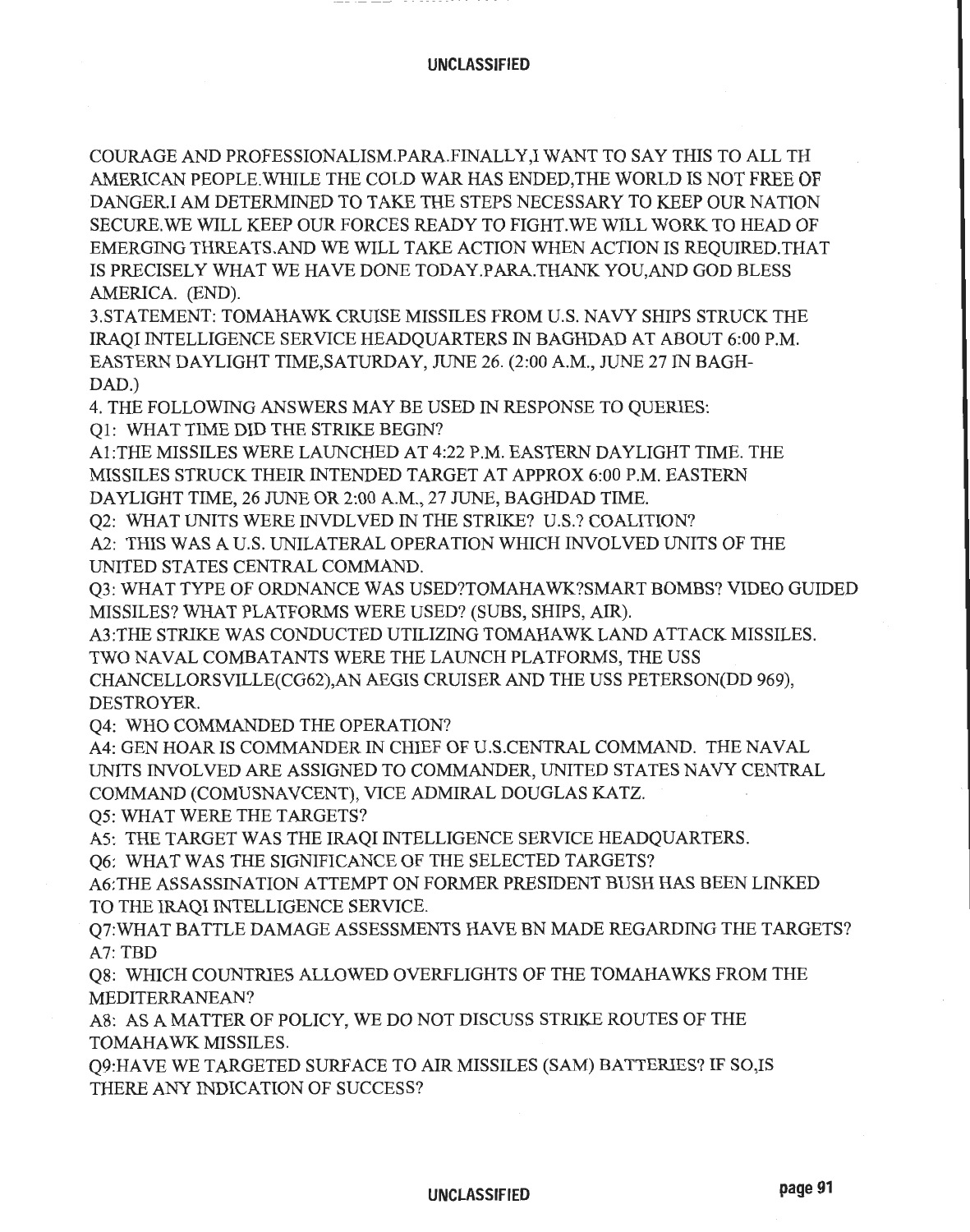COURAGE AND PROFESSIONALISM.PARA.FINALLY,I WANT TO SAY THIS TO ALL TH AMERICAN PEOPLE.WHILE THE COLD WAR HAS ENDED,THE WORLD IS NOT FREE OF DANGER.I AM DETERMINED TO TAKE THE STEPS NECESSARY TO KEEP OUR NATION SECURE.WE WILL KEEP OUR FORCES READY TO FIGHT.WE WILL WORK TO HEAD OF EMERGING THREATS.AND WE WILL TAKE ACTION WHEN ACTION IS REQUIRED.THAT IS PRECISELY WHAT WE HAVE DONE TODAY.PARA.THANK YOU,AND GOD BLESS AMERICA. (END).

3.STATEMENT: TOMAHAWK CRUISE MISSILES FROM U.S. NAVY SHIPS STRUCK THE IRAQI INTELLIGENCE SERVICE HEADQUARTERS IN BAGHDAD AT ABOUT 6:00 P.M. EASTERN DAYLIGHT TIME,SATURDAY, JUNE 26. (2:00 A.M., JUNE 27 IN BAGH-DAD.)

4. THE FOLLOWING ANSWERS MAY BE USED IN RESPONSE TO QUERIES:

Q1: WHAT TIME DID THE STRIKE BEGIN?

A1:THE MISSILES WERE LAUNCHED AT 4:22 P.M. EASTERN DAYLIGHT TIME. THE MISSILES STRUCK THEIR INTENDED TARGET AT APPROX 6:00 P.M. EASTERN DAYLIGHT TIME, 26 JUNE OR 2:00 A.M., 27 JUNE, BAGHDAD TIME.

Q2: WHAT UNITS WERE INVDLVED IN THE STRIKE? U.S.? COALITION?

A2: THIS WAS A U.S. UNILATERAL OPERATION WHICH INVOLVED UNITS OF THE UNITED STATES CENTRAL COMMAND.

Q3: WHAT TYPE OF ORDNANCE WAS USED?TOMAHAWK?SMART BOMBS? VIDEO GUIDED MISSILES? WHAT PLATFORMS WERE USED? (SUBS, SHIPS, AIR).

A3:THE STRIKE WAS CONDUCTED UTILIZING TOMAHAWK LAND ATTACK MISSILES. TWO NAVAL COMBATANTS WERE THE LAUNCH PLATFORMS, THE USS CHANCELLORSVILLE(CG62),AN AEGIS CRUISER AND THE USS PETERSON(DD 969), DESTROYER.

Q4: WHO COMMANDED THE OPERATION?

A4: GEN HOAR IS COMMANDER IN CHIEF OF U.S.CENTRAL COMMAND. THE NAVAL UNITS INVOLVED ARE ASSIGNED TO COMMANDER, UNITED STATES NAVY CENTRAL COMMAND (COMUSNAVCENT), VICE ADMIRAL DOUGLAS KATZ.

Q5: WHAT WERE THE TARGETS?

A5: THE TARGET WAS THE IRAQI INTELLIGENCE SERVICE HEADQUARTERS.

Q6: WHAT WAS THE SIGNIFICANCE OF THE SELECTED TARGETS?

A6:THE ASSASSINATION ATTEMPT ON FORMER PRESIDENT BUSH HAS BEEN LINKED TO THE IRAQI INTELLIGENCE SERVICE.

Q7:WHAT BATTLE DAMAGE ASSESSMENTS HAVE BN MADE REGARDING THE TARGETS?

A7: TBD

Q8: WHICH COUNTRIES ALLOWED OVERFLIGHTS OF THE TOMAHAWKS FROM THE MEDITERRANEAN?

A8: AS A MATTER OF POLICY, WE DO NOT DISCUSS STRIKE ROUTES OF THE TOMAHAWK MISSILES.

Q9:HAVE WE TARGETED SURFACE TO AIR MISSILES (SAM) BATTERIES? IF SO,IS THERE ANY INDICATION OF SUCCESS?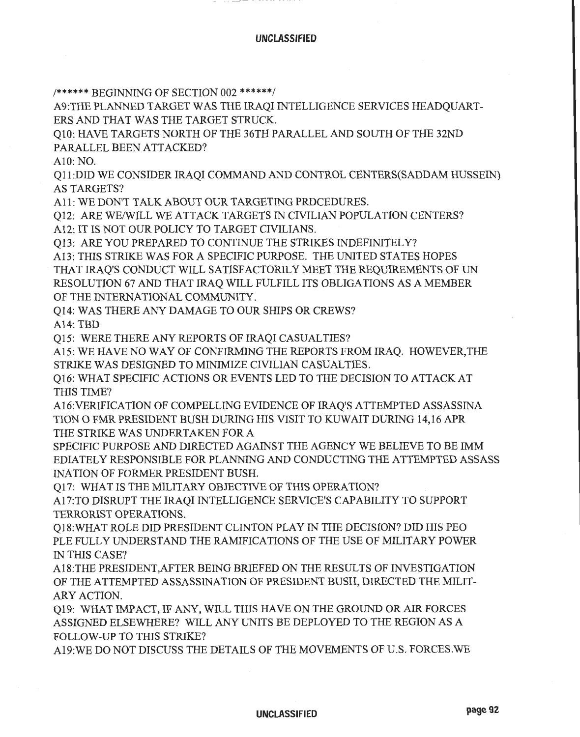/****** BEGINNING OF SECTION 002 ******/

A9:THE PLANNED TARGET WAS THE IRAQI INTELLIGENCE SERVICES HEADQUARTERS AND THAT WAS THE TARGET STRUCK.

Q10: HAVE TARGETS NORTH OF THE 36TH PARALLEL AND SOUTH OF THE 32ND PARALLEL BEEN ATTACKED?

A10: NO.

Q11:DID WE CONSIDER IRAQI COMMAND AND CONTROL CENTERS(SADDAM HUSSEIN) AS TARGETS?

A11: WE DON'T TALK ABOUT OUR TARGETING PRDCEDURES.

Q12: ARE WE/WILL WE ATTACK TARGETS IN CIVILIAN POPULATION CENTERS?

A12: IT IS NOT OUR POLICY TO TARGET CIVILIANS.

Q13: ARE YOU PREPARED TO CONTINUE THE STRIKES INDEFINITELY?

A13: THIS STRIKE WAS FOR A SPECIFIC PURPOSE. THE UNITED STATES HOPES THAT IRAQ'S CONDUCT WILL SATISFACTORILY MEET THE REQUIREMENTS OF UN RESOLUTION 67 AND THAT IRAQ WILL FULFILL ITS OBLIGATIONS AS A MEMBER OF THE INTERNATIONAL COMMUNITY.

Q14: WAS THERE ANY DAMAGE TO OUR SHIPS OR CREWS?

A14: TBD

Q15: WERE THERE ANY REPORTS OF IRAQI CASUALTIES?

A15: WE HAVE NO WAY OF CONFIRMING THE REPORTS FROM IRAQ. HOWEVER,THE STRIKE WAS DESIGNED TO MINIMIZE CIVILIAN CASUALTIES.

Q16: WHAT SPECIFIC ACTIONS OR EVENTS LED TO THE DECISION TO ATTACK AT THIS TIME?

A16:VERIFICATION OF COMPELLING EVIDENCE OF IRAQ'S ATTEMPTED ASSASSINA TION O FMR PRESIDENT BUSH DURING HIS VISIT TO KUWAIT DURING 14,16 APR THE STRIKE WAS UNDERTAKEN FOR A SPECIFIC PURPOSE AND DIRECTED AGAINST THE AGENCY WE BELIEVE TO BE IMM EDIATELY RESPONSIBLE FOR PLANNING AND CONDUCTING THE ATTEMPTED ASSASS INATION OF FORMER PRESIDENT BUSH.

Q17: WHAT IS THE MILITARY OBJECTIVE OF THIS OPERATION?

A17:TO DISRUPT THE IRAQI INTELLIGENCE SERVICE'S CAPABILITY TO SUPPORT TERRORIST OPERATIONS.

Q18:WHAT ROLE DID PRESIDENT CLINTON PLAY IN THE DECISION? DID HIS PEO PLE FULLY UNDERSTAND THE RAMIFICATIONS OF THE USE OF MILITARY POWER IN THIS CASE?

A18:THE PRESIDENT,AFTER BEING BRIEFED ON THE RESULTS OF INVESTIGATION OF THE ATTEMPTED ASSASSINATION OF PRESIDENT BUSH, DIRECTED THE MILITARY ACTION.

Q19: WHAT IMPACT, IF ANY, WILL THIS HAVE ON THE GROUND OR AIR FORCES ASSIGNED ELSEWHERE? WILL ANY UNITS BE DEPLOYED TO THE REGION AS A FOLLOW-UP TO THIS STRIKE?

A19:WE DO NOT DISCUSS THE DETAILS OF THE MOVEMENTS OF U.S. FORCES.WE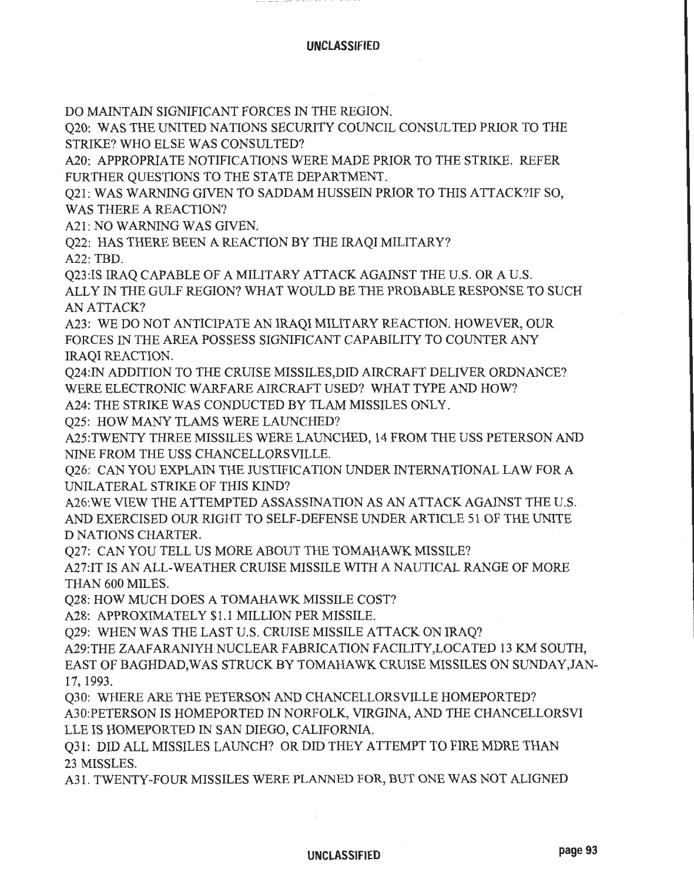DO MAINTAIN SIGNIFICANT FORCES IN THE REGION.

Q20: WAS THE UNITED NATIONS SECURITY COUNCIL CONSULTED PRIOR TO THE STRIKE? WHO ELSE WAS CONSULTED?

A20: APPROPRIATE NOTIFICATIONS WERE MADE PRIOR TO THE STRIKE. REFER FURTHER QUESTIONS TO THE STATE DEPARTMENT.

Q21: WAS WARNING GIVEN TO SADDAM HUSSEIN PRIOR TO THIS ATTACK?IF SO, WAS THERE A REACTION?

A21: NO WARNING WAS GIVEN.

Q22: HAS THERE BEEN A REACTION BY THE IRAQI MILITARY?

A22: TBD.

Q23:IS IRAQ CAPABLE OF A MILITARY ATTACK AGAINST THE U.S. OR A U.S. ALLY IN THE GULF REGION? WHAT WOULD BE THE PROBABLE RESPONSE TO SUCH AN ATTACK?

A23: WE DO NOT ANTICIPATE AN IRAQI MILITARY REACTION. HOWEVER, OUR FORCES IN THE AREA POSSESS SIGNIFICANT CAPABILITY TO COUNTER ANY IRAQI REACTION.

Q24:IN ADDITION TO THE CRUISE MISSILES,DID AIRCRAFT DELIVER ORDNANCE? WERE ELECTRONIC WARFARE AIRCRAFT USED? WHAT TYPE AND HOW?

A24: THE STRIKE WAS CONDUCTED BY TLAM MISSILES ONLY.

Q25: HOW MANY TLAMS WERE LAUNCHED?

A25:TWENTY THREE MISSILES WERE LAUNCHED, 14 FROM THE USS PETERSON AND NINE FROM THE USS CHANCELLORSVILLE.

Q26: CAN YOU EXPLAIN THE JUSTIFICATION UNDER INTERNATIONAL LAW FOR A UNILATERAL STRIKE OF THIS KIND?

A26:WE VIEW THE ATTEMPTED ASSASSINATION AS AN ATTACK AGAINST THE U.S. AND EXERCISED OUR RIGHT TO SELF-DEFENSE UNDER ARTICLE 51 OF THE UNITE D NATIONS CHARTER.

Q27: CAN YOU TELL US MORE ABOUT THE TOMAHAWK MISSILE?

A27:IT IS AN ALL-WEATHER CRUISE MISSILE WITH A NAUTICAL RANGE OF MORE THAN 600 MILES.

Q28: HOW MUCH DOES A TOMAHAWK MISSILE COST?

A28: APPROXIMATELY $1.1 MILLION PER MISSILE.

Q29: WHEN WAS THE LAST U.S. CRUISE MISSILE ATTACK ON IRAQ?

A29:THE ZAAFARANIYH NUCLEAR FABRICATION FACILITY,LOCATED 13 KM SOUTH, EAST OF BAGHDAD,WAS STRUCK BY TOMAHAWK CRUISE MISSILES ON SUNDAY,JAN-17, 1993.

Q30: WHERE ARE THE PETERSON AND CHANCELLORSVILLE HOMEPORTED?

A30:PETERSON IS HOMEPORTED IN NORFOLK, VIRGINA, AND THE CHANCELLORSVI LLE IS HOMEPORTED IN SAN DIEGO, CALIFORNIA.

Q31: DID ALL MISSILES LAUNCH? OR DID THEY ATTEMPT TO FIRE MORE THAN 23 MISSLES.

A31. TWENTY-FOUR MISSILES WERE PLANNED FOR, BUT ONE WAS NOT ALIGNED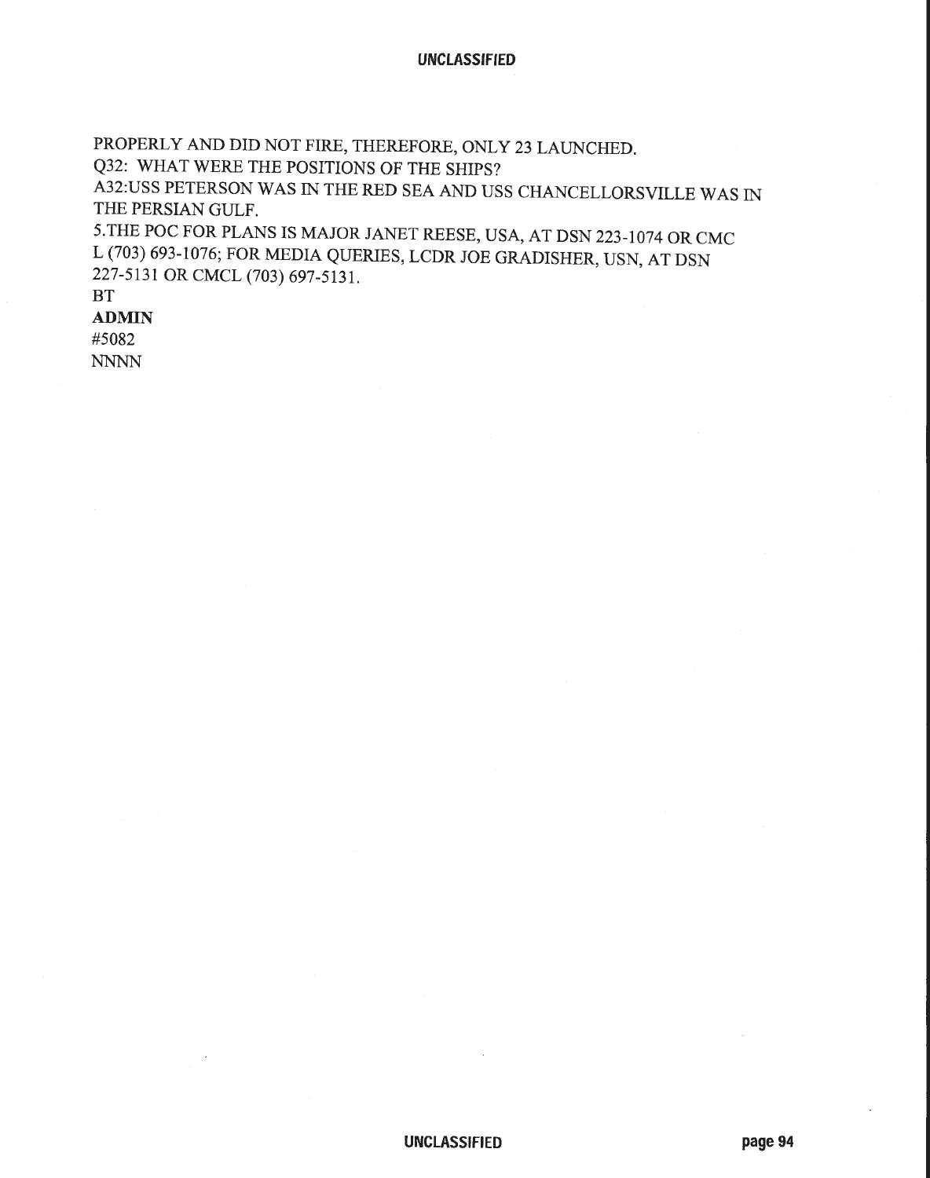PROPERLY AND DID NOT FIRE, THEREFORE, ONLY 23 LAUNCHED.

Q32: WHAT WERE THE POSITIONS OF THE SHIPS?

A32:USS PETERSON WAS IN THE RED SEA AND USS CHANCELLORSVILLE WAS IN THE PERSIAN GULF.

5.THE POC FOR PLANS IS MAJOR JANET REESE, USA, AT DSN 223-1074 OR CMC L (703) 693-1076; FOR MEDIA QUERIES, LCDR JOE GRADISHER, USN, AT DSN 227-5131 OR CMCL (703) 697-5131.

BT

**ADMIN**

#5082

NNNN